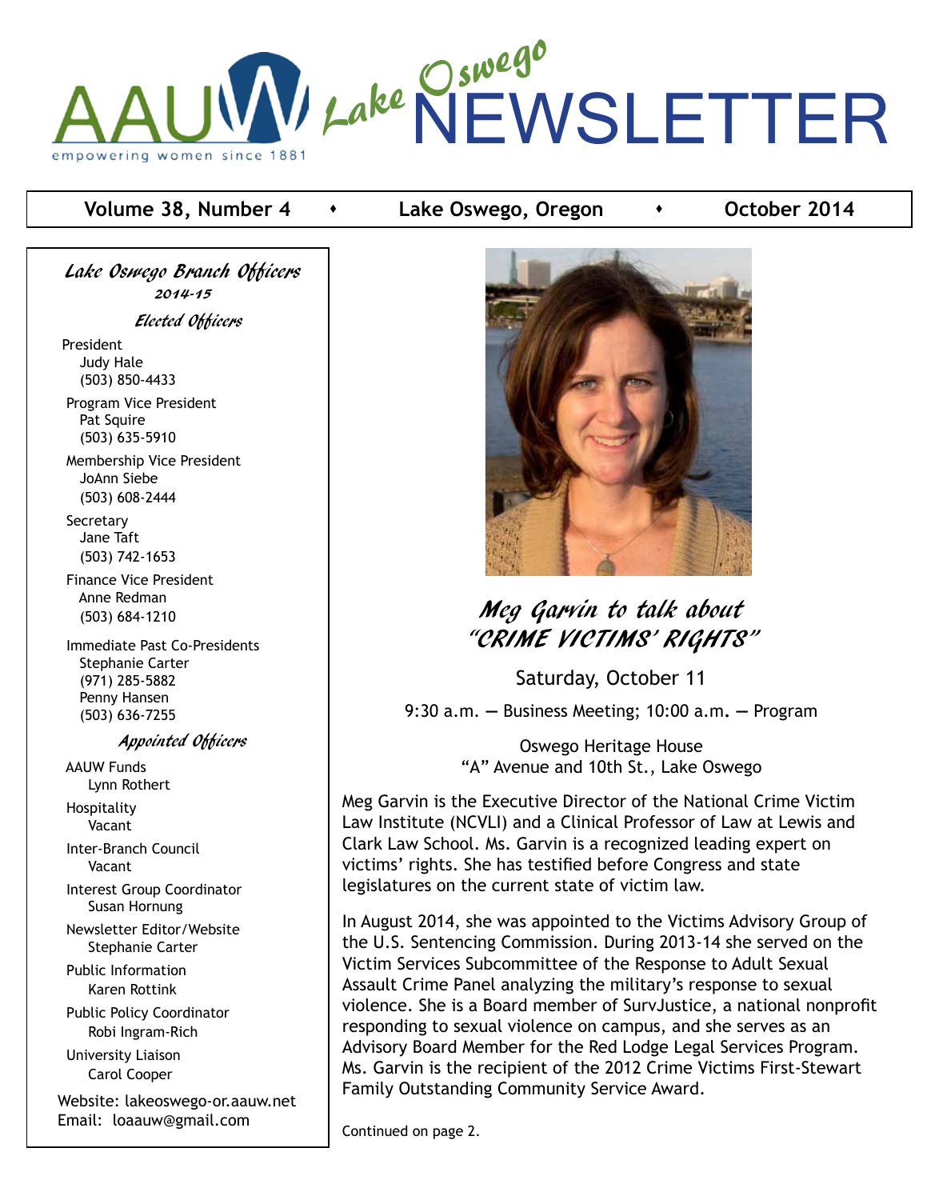# AAUW Lake Oswego NEWSLETTER

empowering women since 1881

**Volume 38, Number 4** • **Lake Oswego, Oregon** • **October 2014**

## *Meg Garvin to talk about "CRIME VICTIMS' RIGHTS"*

Saturday, October 11

9:30 a.m. — Business Meeting; 10:00 a.m. — Program

Oswego Heritage House
"A" Avenue and 10th St., Lake Oswego

Meg Garvin is the Executive Director of the National Crime Victim Law Institute (NCVLI) and a Clinical Professor of Law at Lewis and Clark Law School. Ms. Garvin is a recognized leading expert on victims' rights. She has testified before Congress and state legislatures on the current state of victim law.

In August 2014, she was appointed to the Victims Advisory Group of the U.S. Sentencing Commission. During 2013-14 she served on the Victim Services Subcommittee of the Response to Adult Sexual Assault Crime Panel analyzing the military's response to sexual violence. She is a Board member of SurvJustice, a national nonprofit responding to sexual violence on campus, and she serves as an Advisory Board Member for the Red Lodge Legal Services Program. Ms. Garvin is the recipient of the 2012 Crime Victims First-Stewart Family Outstanding Community Service Award.

Continued on page 2.

### *Lake Oswego Branch Officers*

*2014-15*

#### *Elected Officers*

President
Judy Hale
(503) 850-4433

Program Vice President
Pat Squire
(503) 635-5910

Membership Vice President
JoAnn Siebe
(503) 608-2444

Secretary
Jane Taft
(503) 742-1653

Finance Vice President
Anne Redman
(503) 684-1210

Immediate Past Co-Presidents
Stephanie Carter
(971) 285-5882
Penny Hansen
(503) 636-7255

#### *Appointed Officers*

AAUW Funds
Lynn Rothert

Hospitality
Vacant

Inter-Branch Council
Vacant

Interest Group Coordinator
Susan Hornung

Newsletter Editor/Website
Stephanie Carter

Public Information
Karen Rottink

Public Policy Coordinator
Robi Ingram-Rich

University Liaison
Carol Cooper

Website: lakeoswego-or.aauw.net
Email: loaauw@gmail.com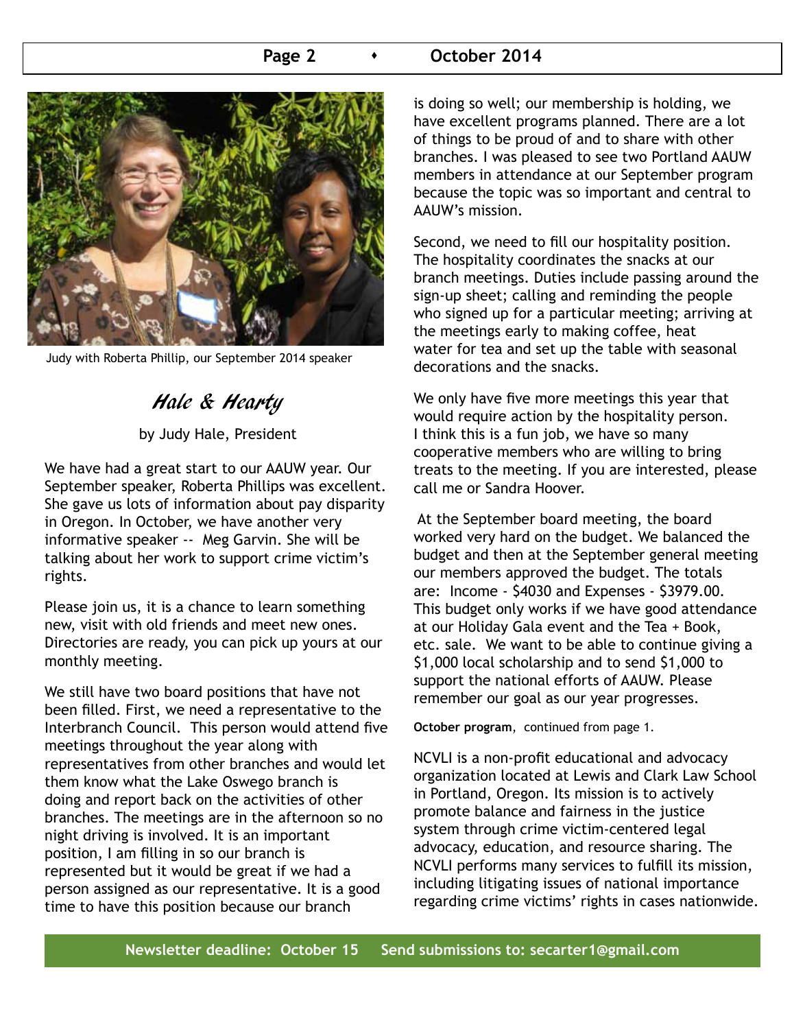Judy with Roberta Phillip, our September 2014 speaker

## Hale & Hearty

by Judy Hale, President

We have had a great start to our AAUW year. Our September speaker, Roberta Phillips was excellent. She gave us lots of information about pay disparity in Oregon. In October, we have another very informative speaker -- Meg Garvin. She will be talking about her work to support crime victim's rights.

Please join us, it is a chance to learn something new, visit with old friends and meet new ones. Directories are ready, you can pick up yours at our monthly meeting.

We still have two board positions that have not been filled. First, we need a representative to the Interbranch Council. This person would attend five meetings throughout the year along with representatives from other branches and would let them know what the Lake Oswego branch is doing and report back on the activities of other branches. The meetings are in the afternoon so no night driving is involved. It is an important position, I am filling in so our branch is represented but it would be great if we had a person assigned as our representative. It is a good time to have this position because our branch is doing so well; our membership is holding, we have excellent programs planned. There are a lot of things to be proud of and to share with other branches. I was pleased to see two Portland AAUW members in attendance at our September program because the topic was so important and central to AAUW's mission.

Second, we need to fill our hospitality position. The hospitality coordinates the snacks at our branch meetings. Duties include passing around the sign-up sheet; calling and reminding the people who signed up for a particular meeting; arriving at the meetings early to making coffee, heat water for tea and set up the table with seasonal decorations and the snacks.

We only have five more meetings this year that would require action by the hospitality person. I think this is a fun job, we have so many cooperative members who are willing to bring treats to the meeting. If you are interested, please call me or Sandra Hoover.

At the September board meeting, the board worked very hard on the budget. We balanced the budget and then at the September general meeting our members approved the budget. The totals are: Income - $4030 and Expenses - $3979.00. This budget only works if we have good attendance at our Holiday Gala event and the Tea + Book, etc. sale. We want to be able to continue giving a $1,000 local scholarship and to send $1,000 to support the national efforts of AAUW. Please remember our goal as our year progresses.

**October program**, continued from page 1.

NCVLI is a non-profit educational and advocacy organization located at Lewis and Clark Law School in Portland, Oregon. Its mission is to actively promote balance and fairness in the justice system through crime victim-centered legal advocacy, education, and resource sharing. The NCVLI performs many services to fulfill its mission, including litigating issues of national importance regarding crime victims' rights in cases nationwide.

**Newsletter deadline: October 15 Send submissions to: secarter1@gmail.com**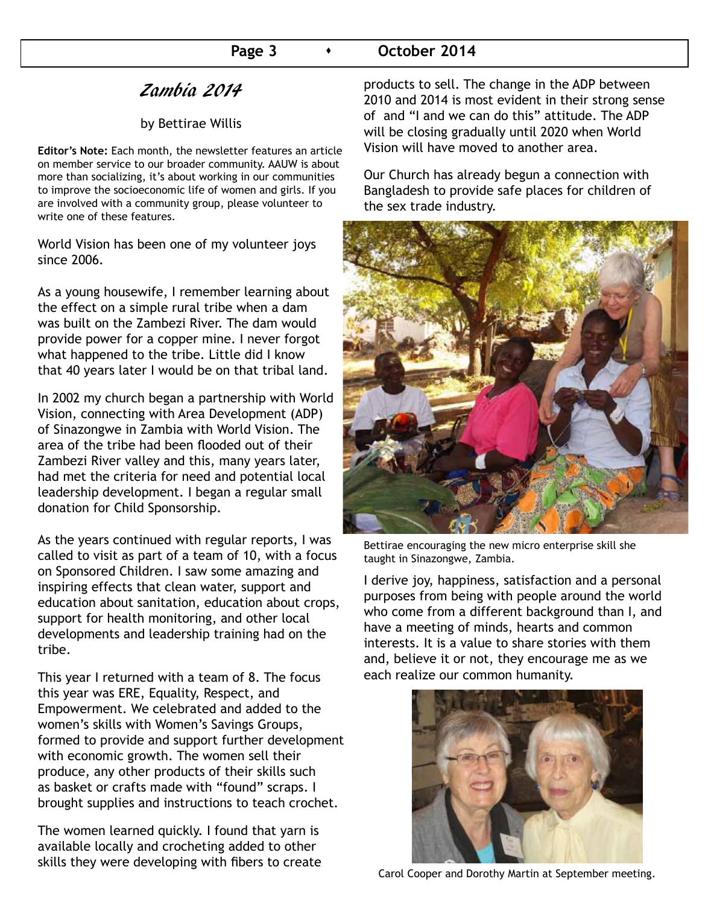# *Zambia 2014*

by Bettirae Willis

**Editor's Note:** Each month, the newsletter features an article on member service to our broader community. AAUW is about more than socializing, it's about working in our communities to improve the socioeconomic life of women and girls. If you are involved with a community group, please volunteer to write one of these features.

World Vision has been one of my volunteer joys since 2006.

As a young housewife, I remember learning about the effect on a simple rural tribe when a dam was built on the Zambezi River. The dam would provide power for a copper mine. I never forgot what happened to the tribe. Little did I know that 40 years later I would be on that tribal land.

In 2002 my church began a partnership with World Vision, connecting with Area Development (ADP) of Sinazongwe in Zambia with World Vision. The area of the tribe had been flooded out of their Zambezi River valley and this, many years later, had met the criteria for need and potential local leadership development. I began a regular small donation for Child Sponsorship.

As the years continued with regular reports, I was called to visit as part of a team of 10, with a focus on Sponsored Children. I saw some amazing and inspiring effects that clean water, support and education about sanitation, education about crops, support for health monitoring, and other local developments and leadership training had on the tribe.

This year I returned with a team of 8. The focus this year was ERE, Equality, Respect, and Empowerment. We celebrated and added to the women's skills with Women's Savings Groups, formed to provide and support further development with economic growth. The women sell their produce, any other products of their skills such as basket or crafts made with "found" scraps. I brought supplies and instructions to teach crochet.

The women learned quickly. I found that yarn is available locally and crocheting added to other skills they were developing with fibers to create products to sell. The change in the ADP between 2010 and 2014 is most evident in their strong sense of and "I and we can do this" attitude. The ADP will be closing gradually until 2020 when World Vision will have moved to another area.

Our Church has already begun a connection with Bangladesh to provide safe places for children of the sex trade industry.

Bettirae encouraging the new micro enterprise skill she taught in Sinazongwe, Zambia.

I derive joy, happiness, satisfaction and a personal purposes from being with people around the world who come from a different background than I, and have a meeting of minds, hearts and common interests. It is a value to share stories with them and, believe it or not, they encourage me as we each realize our common humanity.

Carol Cooper and Dorothy Martin at September meeting.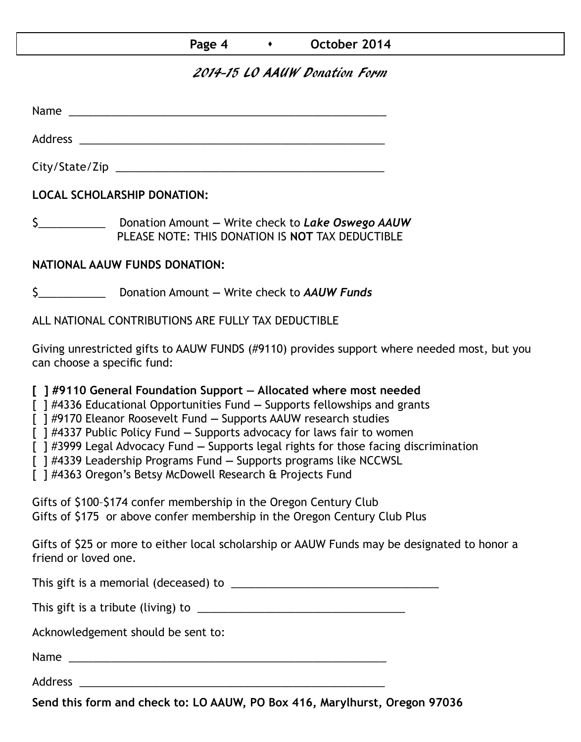# 2014–15 LO AAUW Donation Form

Name ______________________________________________________

Address ____________________________________________________

City/State/Zip _______________________________________________

**LOCAL SCHOLARSHIP DONATION:**

$___________ Donation Amount — Write check to ***Lake Oswego AAUW***
PLEASE NOTE: THIS DONATION IS **NOT** TAX DEDUCTIBLE

**NATIONAL AAUW FUNDS DONATION:**

$___________ Donation Amount — Write check to ***AAUW Funds***

ALL NATIONAL CONTRIBUTIONS ARE FULLY TAX DEDUCTIBLE

Giving unrestricted gifts to AAUW FUNDS (#9110) provides support where needed most, but you can choose a specific fund:

**[ ] #9110 General Foundation Support — Allocated where most needed**
[ ] #4336 Educational Opportunities Fund — Supports fellowships and grants
[ ] #9170 Eleanor Roosevelt Fund — Supports AAUW research studies
[ ] #4337 Public Policy Fund — Supports advocacy for laws fair to women
[ ] #3999 Legal Advocacy Fund — Supports legal rights for those facing discrimination
[ ] #4339 Leadership Programs Fund — Supports programs like NCCWSL
[ ] #4363 Oregon's Betsy McDowell Research & Projects Fund

Gifts of $100–$174 confer membership in the Oregon Century Club
Gifts of $175 or above confer membership in the Oregon Century Club Plus

Gifts of $25 or more to either local scholarship or AAUW Funds may be designated to honor a friend or loved one.

This gift is a memorial (deceased) to ___________________________________

This gift is a tribute (living) to ___________________________________

Acknowledgement should be sent to:

Name ______________________________________________________

Address ____________________________________________________

**Send this form and check to: LO AAUW, PO Box 416, Marylhurst, Oregon 97036**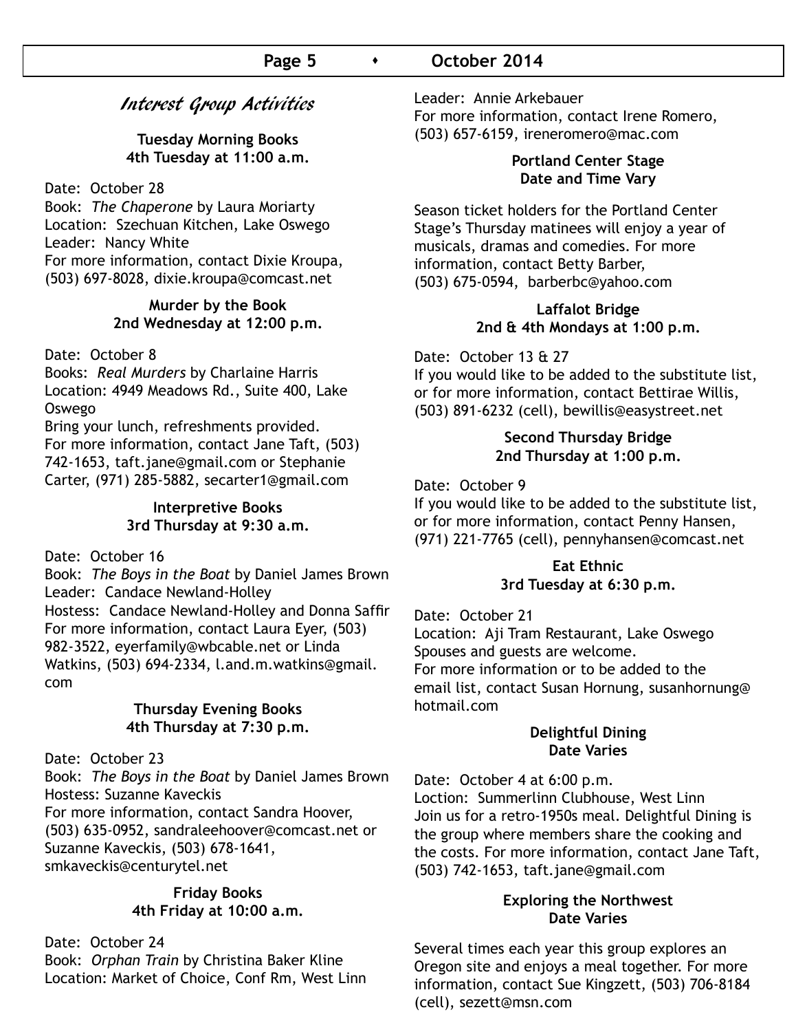## Interest Group Activities

**Tuesday Morning Books**
**4th Tuesday at 11:00 a.m.**

Date: October 28
Book: *The Chaperone* by Laura Moriarty
Location: Szechuan Kitchen, Lake Oswego
Leader: Nancy White
For more information, contact Dixie Kroupa, (503) 697-8028, dixie.kroupa@comcast.net

**Murder by the Book**
**2nd Wednesday at 12:00 p.m.**

Date: October 8
Books: *Real Murders* by Charlaine Harris
Location: 4949 Meadows Rd., Suite 400, Lake Oswego
Bring your lunch, refreshments provided.
For more information, contact Jane Taft, (503) 742-1653, taft.jane@gmail.com or Stephanie Carter, (971) 285-5882, secarter1@gmail.com

**Interpretive Books**
**3rd Thursday at 9:30 a.m.**

Date: October 16
Book: *The Boys in the Boat* by Daniel James Brown
Leader: Candace Newland-Holley
Hostess: Candace Newland-Holley and Donna Saffir
For more information, contact Laura Eyer, (503) 982-3522, eyerfamily@wbcable.net or Linda Watkins, (503) 694-2334, l.and.m.watkins@gmail.com

**Thursday Evening Books**
**4th Thursday at 7:30 p.m.**

Date: October 23
Book: *The Boys in the Boat* by Daniel James Brown
Hostess: Suzanne Kaveckis
For more information, contact Sandra Hoover, (503) 635-0952, sandraleehoover@comcast.net or Suzanne Kaveckis, (503) 678-1641, smkaveckis@centurytel.net

**Friday Books**
**4th Friday at 10:00 a.m.**

Date: October 24
Book: *Orphan Train* by Christina Baker Kline
Location: Market of Choice, Conf Rm, West Linn
Leader: Annie Arkebauer
For more information, contact Irene Romero, (503) 657-6159, ireneromero@mac.com

**Portland Center Stage**
**Date and Time Vary**

Season ticket holders for the Portland Center Stage's Thursday matinees will enjoy a year of musicals, dramas and comedies. For more information, contact Betty Barber, (503) 675-0594, barberbc@yahoo.com

**Laffalot Bridge**
**2nd & 4th Mondays at 1:00 p.m.**

Date: October 13 & 27
If you would like to be added to the substitute list, or for more information, contact Bettirae Willis, (503) 891-6232 (cell), bewillis@easystreet.net

**Second Thursday Bridge**
**2nd Thursday at 1:00 p.m.**

Date: October 9
If you would like to be added to the substitute list, or for more information, contact Penny Hansen, (971) 221-7765 (cell), pennyhansen@comcast.net

**Eat Ethnic**
**3rd Tuesday at 6:30 p.m.**

Date: October 21
Location: Aji Tram Restaurant, Lake Oswego
Spouses and guests are welcome.
For more information or to be added to the email list, contact Susan Hornung, susanhornung@hotmail.com

**Delightful Dining**
**Date Varies**

Date: October 4 at 6:00 p.m.
Loction: Summerlinn Clubhouse, West Linn
Join us for a retro-1950s meal. Delightful Dining is the group where members share the cooking and the costs. For more information, contact Jane Taft, (503) 742-1653, taft.jane@gmail.com

**Exploring the Northwest**
**Date Varies**

Several times each year this group explores an Oregon site and enjoys a meal together. For more information, contact Sue Kingzett, (503) 706-8184 (cell), sezett@msn.com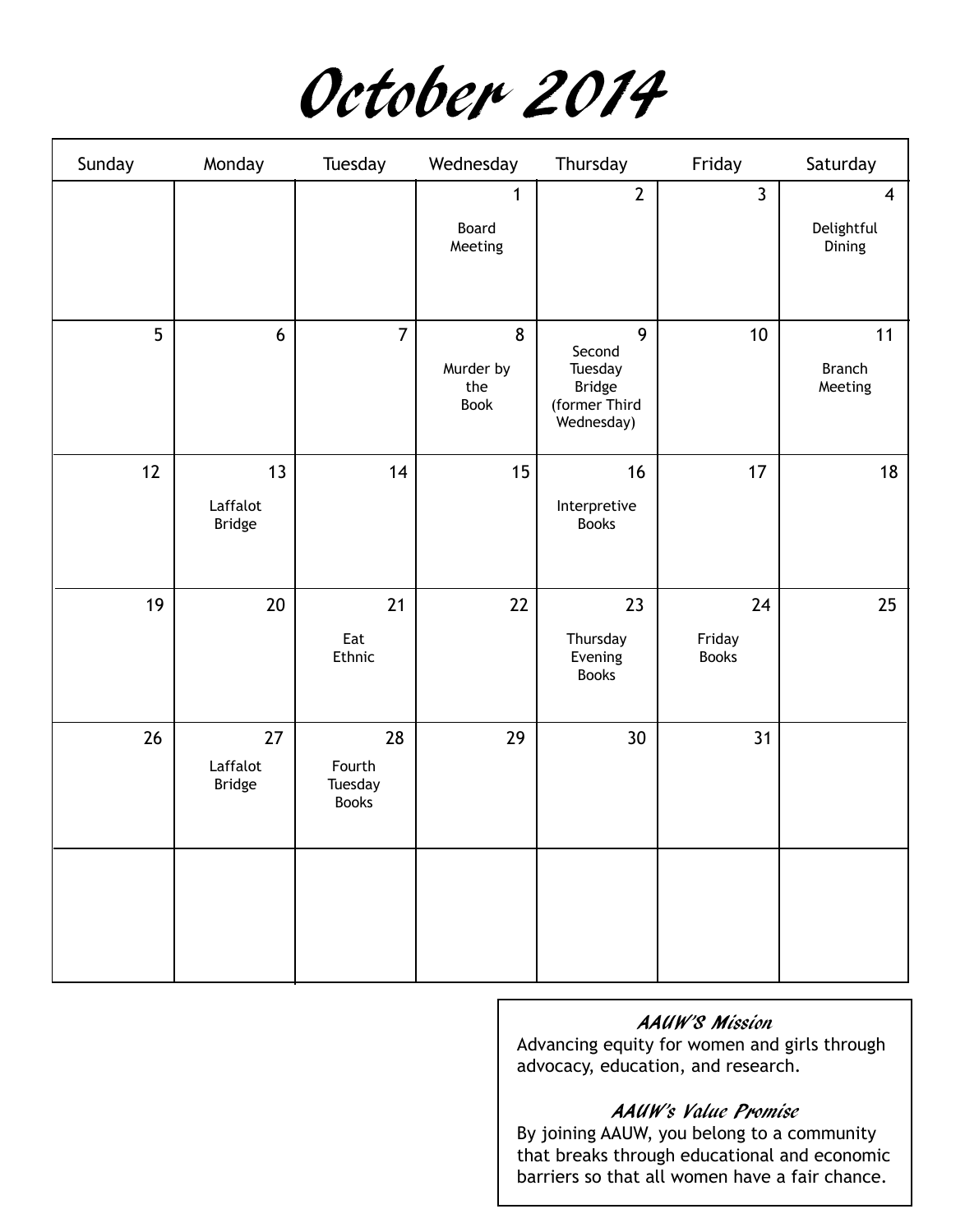# October 2014

| Sunday | Monday | Tuesday | Wednesday | Thursday | Friday | Saturday |
|---|---|---|---|---|---|---|
| | | | 1 Board Meeting | 2 | 3 | 4 Delightful Dining |
| 5 | 6 | 7 | 8 Murder by the Book | 9 Second Tuesday Bridge (former Third Wednesday) | 10 | 11 Branch Meeting |
| 12 | 13 Laffalot Bridge | 14 | 15 | 16 Interpretive Books | 17 | 18 |
| 19 | 20 | 21 Eat Ethnic | 22 | 23 Thursday Evening Books | 24 Friday Books | 25 |
| 26 | 27 Laffalot Bridge | 28 Fourth Tuesday Books | 29 | 30 | 31 | |
| | | | | | | |

***AAUW'S Mission***

Advancing equity for women and girls through advocacy, education, and research.

***AAUW's Value Promise***

By joining AAUW, you belong to a community that breaks through educational and economic barriers so that all women have a fair chance.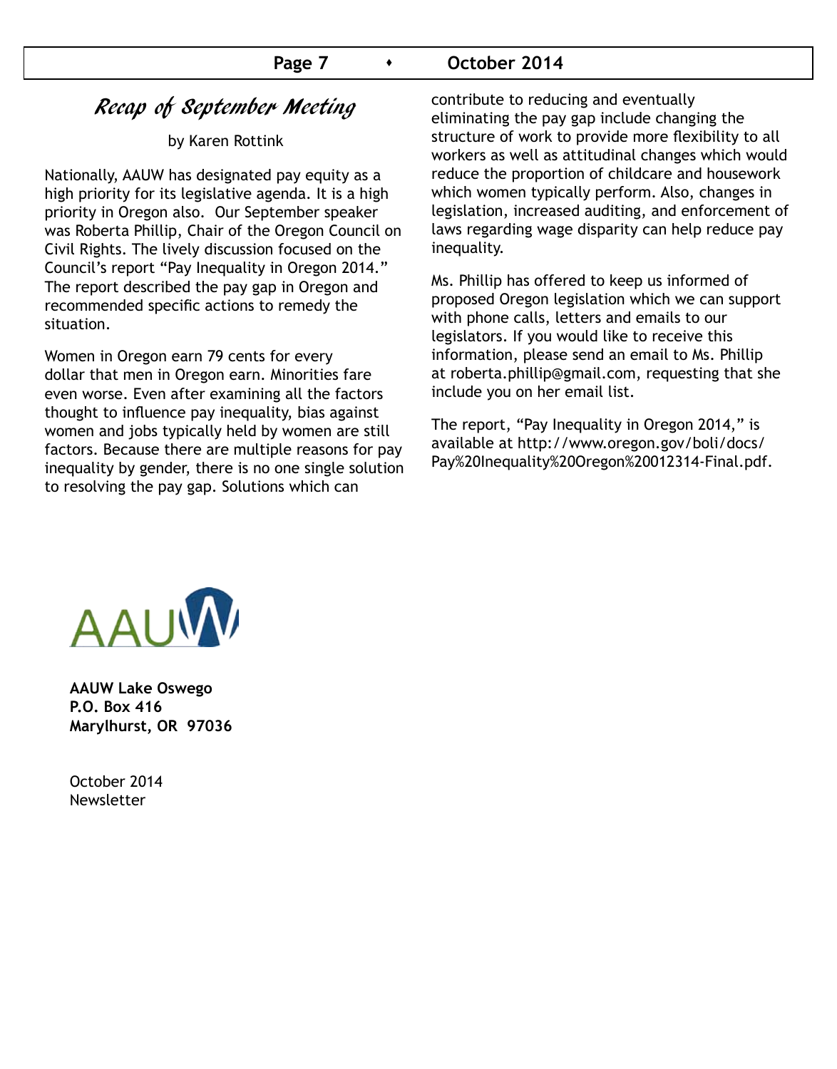## *Recap of September Meeting*

by Karen Rottink

Nationally, AAUW has designated pay equity as a high priority for its legislative agenda. It is a high priority in Oregon also. Our September speaker was Roberta Phillip, Chair of the Oregon Council on Civil Rights. The lively discussion focused on the Council's report "Pay Inequality in Oregon 2014." The report described the pay gap in Oregon and recommended specific actions to remedy the situation.

Women in Oregon earn 79 cents for every dollar that men in Oregon earn. Minorities fare even worse. Even after examining all the factors thought to influence pay inequality, bias against women and jobs typically held by women are still factors. Because there are multiple reasons for pay inequality by gender, there is no one single solution to resolving the pay gap. Solutions which can contribute to reducing and eventually eliminating the pay gap include changing the structure of work to provide more flexibility to all workers as well as attitudinal changes which would reduce the proportion of childcare and housework which women typically perform. Also, changes in legislation, increased auditing, and enforcement of laws regarding wage disparity can help reduce pay inequality.

Ms. Phillip has offered to keep us informed of proposed Oregon legislation which we can support with phone calls, letters and emails to our legislators. If you would like to receive this information, please send an email to Ms. Phillip at roberta.phillip@gmail.com, requesting that she include you on her email list.

The report, "Pay Inequality in Oregon 2014," is available at http://www.oregon.gov/boli/docs/Pay%20Inequality%20Oregon%20012314-Final.pdf.

AAUW

**AAUW Lake Oswego**
**P.O. Box 416**
**Marylhurst, OR 97036**

October 2014
Newsletter